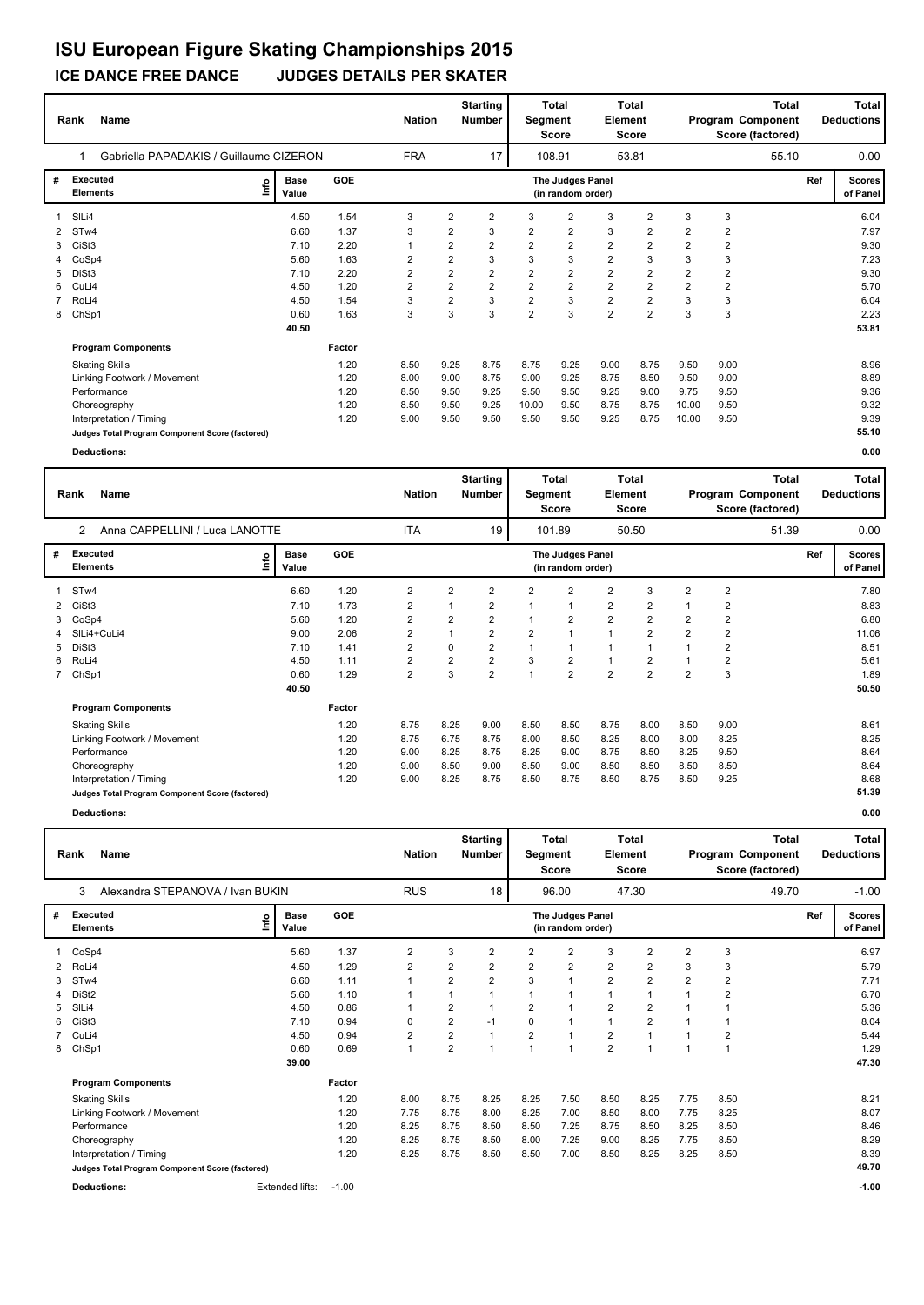# ISU European Figure Skating Championships 2015

## ICE DANCE FREE DANCE JUDGES DETAILS PER SKATER

| Rank | Name | Nation | Starting Number | Total Segment Score | Total Element Score | Total Program Component Score (factored) | Total Deductions |
|---|---|---|---|---|---|---|---|
| 1 | Gabriella PAPADAKIS / Guillaume CIZERON | FRA | 17 | 108.91 | 53.81 | 55.10 | 0.00 |

| # | Executed Elements | Info | Base Value | GOE | J1 | J2 | J3 | J4 | J5 | J6 | J7 | J8 | J9 | Ref | Scores of Panel |
|---|---|---|---|---|---|---|---|---|---|---|---|---|---|---|---|
| 1 | SlLi4 | | 4.50 | 1.54 | 3 | 2 | 2 | 3 | 2 | 3 | 2 | 3 | 3 | | 6.04 |
| 2 | STw4 | | 6.60 | 1.37 | 3 | 2 | 3 | 2 | 2 | 3 | 2 | 2 | 2 | | 7.97 |
| 3 | CiSt3 | | 7.10 | 2.20 | 1 | 2 | 2 | 2 | 2 | 2 | 2 | 2 | 2 | | 9.30 |
| 4 | CoSp4 | | 5.60 | 1.63 | 2 | 2 | 3 | 3 | 3 | 2 | 3 | 3 | 3 | | 7.23 |
| 5 | DiSt3 | | 7.10 | 2.20 | 2 | 2 | 2 | 2 | 2 | 2 | 2 | 2 | 2 | | 9.30 |
| 6 | CuLi4 | | 4.50 | 1.20 | 2 | 2 | 2 | 2 | 2 | 2 | 2 | 2 | 2 | | 5.70 |
| 7 | RoLi4 | | 4.50 | 1.54 | 3 | 2 | 3 | 2 | 3 | 2 | 2 | 3 | 3 | | 6.04 |
| 8 | ChSp1 | | 0.60 | 1.63 | 3 | 3 | 3 | 2 | 3 | 2 | 2 | 3 | 3 | | 2.23 |
| | | | 40.50 | | | | | | | | | | | | 53.81 |

| Program Components | Factor | J1 | J2 | J3 | J4 | J5 | J6 | J7 | J8 | J9 | Scores of Panel |
|---|---|---|---|---|---|---|---|---|---|---|---|
| Skating Skills | 1.20 | 8.50 | 9.25 | 8.75 | 8.75 | 9.25 | 9.00 | 8.75 | 9.50 | 9.00 | 8.96 |
| Linking Footwork / Movement | 1.20 | 8.00 | 9.00 | 8.75 | 9.00 | 9.25 | 8.75 | 8.50 | 9.50 | 9.00 | 8.89 |
| Performance | 1.20 | 8.50 | 9.50 | 9.25 | 9.50 | 9.50 | 9.25 | 9.00 | 9.75 | 9.50 | 9.36 |
| Choreography | 1.20 | 8.50 | 9.50 | 9.25 | 10.00 | 9.50 | 8.75 | 8.75 | 10.00 | 9.50 | 9.32 |
| Interpretation / Timing | 1.20 | 9.00 | 9.50 | 9.50 | 9.50 | 9.50 | 9.25 | 8.75 | 10.00 | 9.50 | 9.39 |
| Judges Total Program Component Score (factored) | | | | | | | | | | | 55.10 |

**Deductions:** 0.00

| Rank | Name | Nation | Starting Number | Total Segment Score | Total Element Score | Total Program Component Score (factored) | Total Deductions |
|---|---|---|---|---|---|---|---|
| 2 | Anna CAPPELLINI / Luca LANOTTE | ITA | 19 | 101.89 | 50.50 | 51.39 | 0.00 |

| # | Executed Elements | Info | Base Value | GOE | J1 | J2 | J3 | J4 | J5 | J6 | J7 | J8 | J9 | Ref | Scores of Panel |
|---|---|---|---|---|---|---|---|---|---|---|---|---|---|---|---|
| 1 | STw4 | | 6.60 | 1.20 | 2 | 2 | 2 | 2 | 2 | 2 | 3 | 2 | 2 | | 7.80 |
| 2 | CiSt3 | | 7.10 | 1.73 | 2 | 1 | 2 | 1 | 1 | 2 | 2 | 1 | 2 | | 8.83 |
| 3 | CoSp4 | | 5.60 | 1.20 | 2 | 2 | 2 | 1 | 2 | 2 | 2 | 2 | 2 | | 6.80 |
| 4 | SlLi4+CuLi4 | | 9.00 | 2.06 | 2 | 1 | 2 | 2 | 1 | 1 | 2 | 2 | 2 | | 11.06 |
| 5 | DiSt3 | | 7.10 | 1.41 | 2 | 0 | 2 | 1 | 1 | 1 | 1 | 1 | 2 | | 8.51 |
| 6 | RoLi4 | | 4.50 | 1.11 | 2 | 2 | 2 | 3 | 2 | 1 | 2 | 1 | 2 | | 5.61 |
| 7 | ChSp1 | | 0.60 | 1.29 | 2 | 3 | 2 | 1 | 2 | 2 | 2 | 2 | 3 | | 1.89 |
| | | | 40.50 | | | | | | | | | | | | 50.50 |

| Program Components | Factor | J1 | J2 | J3 | J4 | J5 | J6 | J7 | J8 | J9 | Scores of Panel |
|---|---|---|---|---|---|---|---|---|---|---|---|
| Skating Skills | 1.20 | 8.75 | 8.25 | 9.00 | 8.50 | 8.50 | 8.75 | 8.00 | 8.50 | 9.00 | 8.61 |
| Linking Footwork / Movement | 1.20 | 8.75 | 6.75 | 8.75 | 8.00 | 8.50 | 8.25 | 8.00 | 8.00 | 8.25 | 8.25 |
| Performance | 1.20 | 9.00 | 8.25 | 8.75 | 8.25 | 9.00 | 8.75 | 8.50 | 8.25 | 9.50 | 8.64 |
| Choreography | 1.20 | 9.00 | 8.50 | 9.00 | 8.50 | 9.00 | 8.50 | 8.50 | 8.50 | 8.50 | 8.64 |
| Interpretation / Timing | 1.20 | 9.00 | 8.25 | 8.75 | 8.50 | 8.75 | 8.50 | 8.75 | 8.50 | 9.25 | 8.68 |
| Judges Total Program Component Score (factored) | | | | | | | | | | | 51.39 |

**Deductions:** 0.00

| Rank | Name | Nation | Starting Number | Total Segment Score | Total Element Score | Total Program Component Score (factored) | Total Deductions |
|---|---|---|---|---|---|---|---|
| 3 | Alexandra STEPANOVA / Ivan BUKIN | RUS | 18 | 96.00 | 47.30 | 49.70 | -1.00 |

| # | Executed Elements | Info | Base Value | GOE | J1 | J2 | J3 | J4 | J5 | J6 | J7 | J8 | J9 | Ref | Scores of Panel |
|---|---|---|---|---|---|---|---|---|---|---|---|---|---|---|---|
| 1 | CoSp4 | | 5.60 | 1.37 | 2 | 3 | 2 | 2 | 2 | 3 | 2 | 2 | 3 | | 6.97 |
| 2 | RoLi4 | | 4.50 | 1.29 | 2 | 2 | 2 | 2 | 2 | 2 | 2 | 3 | 3 | | 5.79 |
| 3 | STw4 | | 6.60 | 1.11 | 1 | 2 | 2 | 3 | 1 | 2 | 2 | 2 | 2 | | 7.71 |
| 4 | DiSt2 | | 5.60 | 1.10 | 1 | 1 | 1 | 1 | 1 | 1 | 1 | 1 | 2 | | 6.70 |
| 5 | SlLi4 | | 4.50 | 0.86 | 1 | 2 | 1 | 2 | 1 | 2 | 2 | 1 | 1 | | 5.36 |
| 6 | CiSt3 | | 7.10 | 0.94 | 0 | 2 | -1 | 0 | 1 | 1 | 2 | 1 | 1 | | 8.04 |
| 7 | CuLi4 | | 4.50 | 0.94 | 2 | 2 | 1 | 2 | 1 | 2 | 1 | 1 | 2 | | 5.44 |
| 8 | ChSp1 | | 0.60 | 0.69 | 1 | 2 | 1 | 1 | 1 | 2 | 1 | 1 | 1 | | 1.29 |
| | | | 39.00 | | | | | | | | | | | | 47.30 |

| Program Components | Factor | J1 | J2 | J3 | J4 | J5 | J6 | J7 | J8 | J9 | Scores of Panel |
|---|---|---|---|---|---|---|---|---|---|---|---|
| Skating Skills | 1.20 | 8.00 | 8.75 | 8.25 | 8.25 | 7.50 | 8.50 | 8.25 | 7.75 | 8.50 | 8.21 |
| Linking Footwork / Movement | 1.20 | 7.75 | 8.75 | 8.00 | 8.25 | 7.00 | 8.50 | 8.00 | 7.75 | 8.25 | 8.07 |
| Performance | 1.20 | 8.25 | 8.75 | 8.50 | 8.50 | 7.25 | 8.75 | 8.50 | 8.25 | 8.50 | 8.46 |
| Choreography | 1.20 | 8.25 | 8.75 | 8.50 | 8.00 | 7.25 | 9.00 | 8.25 | 7.75 | 8.50 | 8.29 |
| Interpretation / Timing | 1.20 | 8.25 | 8.75 | 8.50 | 8.50 | 7.00 | 8.50 | 8.25 | 8.25 | 8.50 | 8.39 |
| Judges Total Program Component Score (factored) | | | | | | | | | | | 49.70 |

**Deductions:** Extended lifts: -1.00 — **-1.00**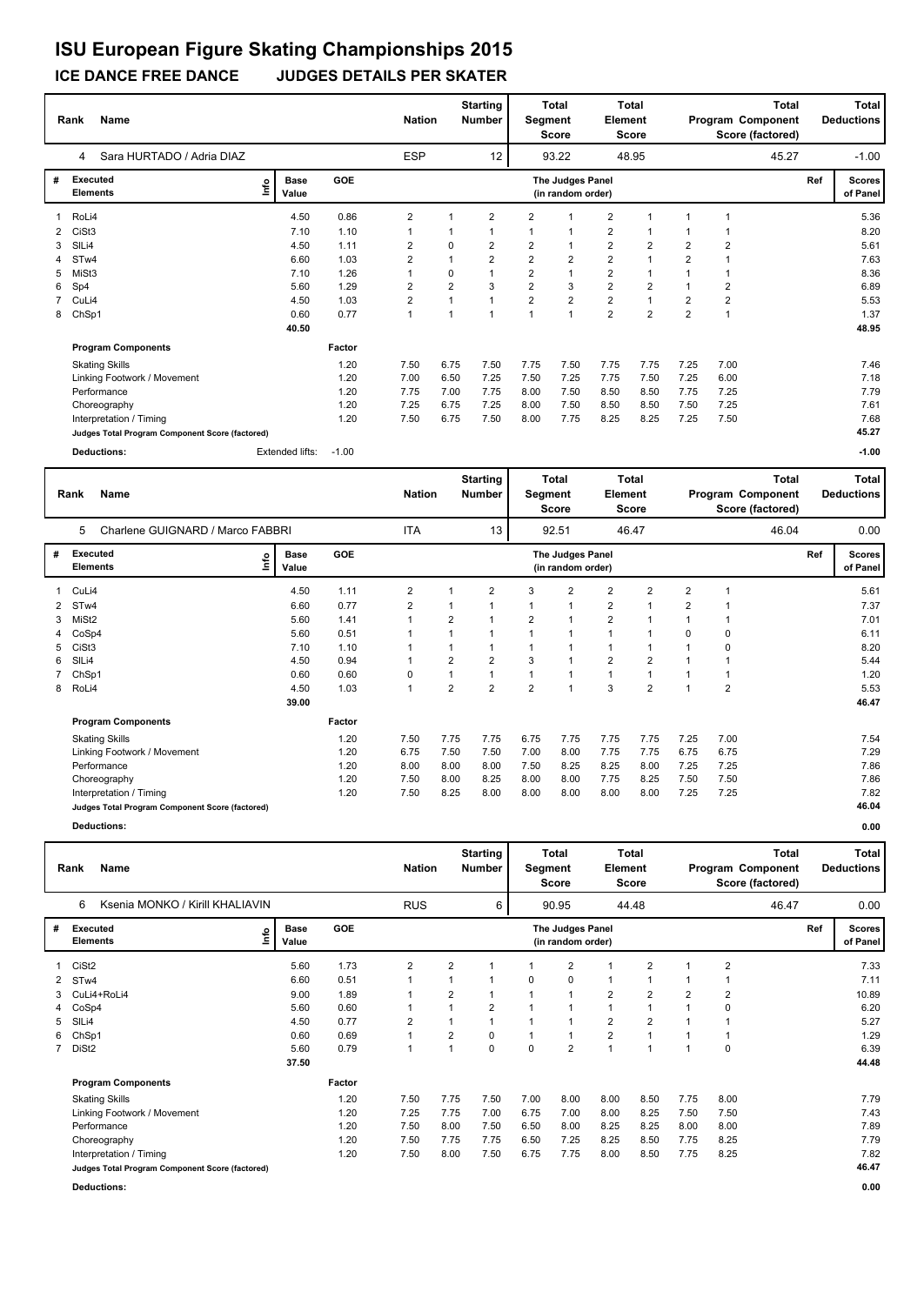# ISU European Figure Skating Championships 2015

## ICE DANCE FREE DANCE JUDGES DETAILS PER SKATER

| Rank | Name | Nation | Starting Number | Total Segment Score | Total Element Score | Total Program Component Score (factored) | Total Deductions |
|---|---|---|---|---|---|---|---|
| 4 | Sara HURTADO / Adria DIAZ | ESP | 12 | 93.22 | 48.95 | 45.27 | -1.00 |

| # | Executed Elements | Info | Base Value | GOE | J1 | J2 | J3 | J4 | J5 | J6 | J7 | J8 | J9 | Ref | Scores of Panel |
|---|---|---|---|---|---|---|---|---|---|---|---|---|---|---|---|
| 1 | RoLi4 | | 4.50 | 0.86 | 2 | 1 | 2 | 2 | 1 | 2 | 1 | 1 | 1 | | 5.36 |
| 2 | CiSt3 | | 7.10 | 1.10 | 1 | 1 | 1 | 1 | 1 | 2 | 1 | 1 | 1 | | 8.20 |
| 3 | SlLi4 | | 4.50 | 1.11 | 2 | 0 | 2 | 2 | 1 | 2 | 2 | 2 | 2 | | 5.61 |
| 4 | STw4 | | 6.60 | 1.03 | 2 | 1 | 2 | 2 | 2 | 2 | 1 | 2 | 1 | | 7.63 |
| 5 | MiSt3 | | 7.10 | 1.26 | 1 | 0 | 1 | 2 | 1 | 2 | 1 | 1 | 1 | | 8.36 |
| 6 | Sp4 | | 5.60 | 1.29 | 2 | 2 | 3 | 2 | 3 | 2 | 2 | 1 | 2 | | 6.89 |
| 7 | CuLi4 | | 4.50 | 1.03 | 2 | 1 | 1 | 2 | 2 | 2 | 1 | 2 | 2 | | 5.53 |
| 8 | ChSp1 | | 0.60 | 0.77 | 1 | 1 | 1 | 1 | 1 | 2 | 2 | 2 | 1 | | 1.37 |
| | | | 40.50 | | | | | | | | | | | | 48.95 |

| Program Components | Factor | J1 | J2 | J3 | J4 | J5 | J6 | J7 | J8 | J9 | Scores of Panel |
|---|---|---|---|---|---|---|---|---|---|---|---|
| Skating Skills | 1.20 | 7.50 | 6.75 | 7.50 | 7.75 | 7.50 | 7.75 | 7.75 | 7.25 | 7.00 | 7.46 |
| Linking Footwork / Movement | 1.20 | 7.00 | 6.50 | 7.25 | 7.50 | 7.25 | 7.75 | 7.50 | 7.25 | 6.00 | 7.18 |
| Performance | 1.20 | 7.75 | 7.00 | 7.75 | 8.00 | 7.50 | 8.50 | 8.50 | 7.75 | 7.25 | 7.79 |
| Choreography | 1.20 | 7.25 | 6.75 | 7.25 | 8.00 | 7.50 | 8.50 | 8.50 | 7.50 | 7.25 | 7.61 |
| Interpretation / Timing | 1.20 | 7.50 | 6.75 | 7.50 | 8.00 | 7.75 | 8.25 | 8.25 | 7.25 | 7.50 | 7.68 |
| Judges Total Program Component Score (factored) | | | | | | | | | | | 45.27 |

Deductions: Extended lifts: -1.00 — **-1.00**

| Rank | Name | Nation | Starting Number | Total Segment Score | Total Element Score | Total Program Component Score (factored) | Total Deductions |
|---|---|---|---|---|---|---|---|
| 5 | Charlene GUIGNARD / Marco FABBRI | ITA | 13 | 92.51 | 46.47 | 46.04 | 0.00 |

| # | Executed Elements | Info | Base Value | GOE | J1 | J2 | J3 | J4 | J5 | J6 | J7 | J8 | J9 | Ref | Scores of Panel |
|---|---|---|---|---|---|---|---|---|---|---|---|---|---|---|---|
| 1 | CuLi4 | | 4.50 | 1.11 | 2 | 1 | 2 | 3 | 2 | 2 | 2 | 2 | 1 | | 5.61 |
| 2 | STw4 | | 6.60 | 0.77 | 2 | 1 | 1 | 1 | 1 | 2 | 1 | 2 | 1 | | 7.37 |
| 3 | MiSt2 | | 5.60 | 1.41 | 1 | 2 | 1 | 2 | 1 | 2 | 1 | 1 | 1 | | 7.01 |
| 4 | CoSp4 | | 5.60 | 0.51 | 1 | 1 | 1 | 1 | 1 | 1 | 1 | 0 | 0 | | 6.11 |
| 5 | CiSt3 | | 7.10 | 1.10 | 1 | 1 | 1 | 1 | 1 | 1 | 1 | 1 | 0 | | 8.20 |
| 6 | SlLi4 | | 4.50 | 0.94 | 1 | 2 | 2 | 3 | 1 | 2 | 2 | 1 | 1 | | 5.44 |
| 7 | ChSp1 | | 0.60 | 0.60 | 0 | 1 | 1 | 1 | 1 | 1 | 1 | 1 | 1 | | 1.20 |
| 8 | RoLi4 | | 4.50 | 1.03 | 1 | 2 | 2 | 2 | 1 | 3 | 2 | 1 | 2 | | 5.53 |
| | | | 39.00 | | | | | | | | | | | | 46.47 |

| Program Components | Factor | J1 | J2 | J3 | J4 | J5 | J6 | J7 | J8 | J9 | Scores of Panel |
|---|---|---|---|---|---|---|---|---|---|---|---|
| Skating Skills | 1.20 | 7.50 | 7.75 | 7.75 | 6.75 | 7.75 | 7.75 | 7.75 | 7.25 | 7.00 | 7.54 |
| Linking Footwork / Movement | 1.20 | 6.75 | 7.50 | 7.50 | 7.00 | 8.00 | 7.75 | 7.75 | 6.75 | 6.75 | 7.29 |
| Performance | 1.20 | 8.00 | 8.00 | 8.00 | 7.50 | 8.25 | 8.25 | 8.00 | 7.25 | 7.25 | 7.86 |
| Choreography | 1.20 | 7.50 | 8.00 | 8.25 | 8.00 | 8.00 | 7.75 | 8.25 | 7.50 | 7.50 | 7.86 |
| Interpretation / Timing | 1.20 | 7.50 | 8.25 | 8.00 | 8.00 | 8.00 | 8.00 | 8.00 | 7.25 | 7.25 | 7.82 |
| Judges Total Program Component Score (factored) | | | | | | | | | | | 46.04 |

Deductions: **0.00**

| Rank | Name | Nation | Starting Number | Total Segment Score | Total Element Score | Total Program Component Score (factored) | Total Deductions |
|---|---|---|---|---|---|---|---|
| 6 | Ksenia MONKO / Kirill KHALIAVIN | RUS | 6 | 90.95 | 44.48 | 46.47 | 0.00 |

| # | Executed Elements | Info | Base Value | GOE | J1 | J2 | J3 | J4 | J5 | J6 | J7 | J8 | J9 | Ref | Scores of Panel |
|---|---|---|---|---|---|---|---|---|---|---|---|---|---|---|---|
| 1 | CiSt2 | | 5.60 | 1.73 | 2 | 2 | 1 | 1 | 2 | 1 | 2 | 1 | 2 | | 7.33 |
| 2 | STw4 | | 6.60 | 0.51 | 1 | 1 | 1 | 0 | 0 | 1 | 1 | 1 | 1 | | 7.11 |
| 3 | CuLi4+RoLi4 | | 9.00 | 1.89 | 1 | 2 | 1 | 1 | 1 | 2 | 2 | 2 | 2 | | 10.89 |
| 4 | CoSp4 | | 5.60 | 0.60 | 1 | 1 | 2 | 1 | 1 | 1 | 1 | 1 | 0 | | 6.20 |
| 5 | SlLi4 | | 4.50 | 0.77 | 2 | 1 | 1 | 1 | 1 | 2 | 2 | 1 | 1 | | 5.27 |
| 6 | ChSp1 | | 0.60 | 0.69 | 1 | 2 | 0 | 1 | 1 | 2 | 1 | 1 | 1 | | 1.29 |
| 7 | DiSt2 | | 5.60 | 0.79 | 1 | 1 | 0 | 0 | 2 | 1 | 1 | 1 | 0 | | 6.39 |
| | | | 37.50 | | | | | | | | | | | | 44.48 |

| Program Components | Factor | J1 | J2 | J3 | J4 | J5 | J6 | J7 | J8 | J9 | Scores of Panel |
|---|---|---|---|---|---|---|---|---|---|---|---|
| Skating Skills | 1.20 | 7.50 | 7.75 | 7.50 | 7.00 | 8.00 | 8.00 | 8.50 | 7.75 | 8.00 | 7.79 |
| Linking Footwork / Movement | 1.20 | 7.25 | 7.75 | 7.00 | 6.75 | 7.00 | 8.00 | 8.25 | 7.50 | 7.50 | 7.43 |
| Performance | 1.20 | 7.50 | 8.00 | 7.50 | 6.50 | 8.00 | 8.25 | 8.25 | 8.00 | 8.00 | 7.89 |
| Choreography | 1.20 | 7.50 | 7.75 | 7.75 | 6.50 | 7.25 | 8.25 | 8.50 | 7.75 | 8.25 | 7.79 |
| Interpretation / Timing | 1.20 | 7.50 | 8.00 | 7.50 | 6.75 | 7.75 | 8.00 | 8.50 | 7.75 | 8.25 | 7.82 |
| Judges Total Program Component Score (factored) | | | | | | | | | | | 46.47 |

Deductions: **0.00**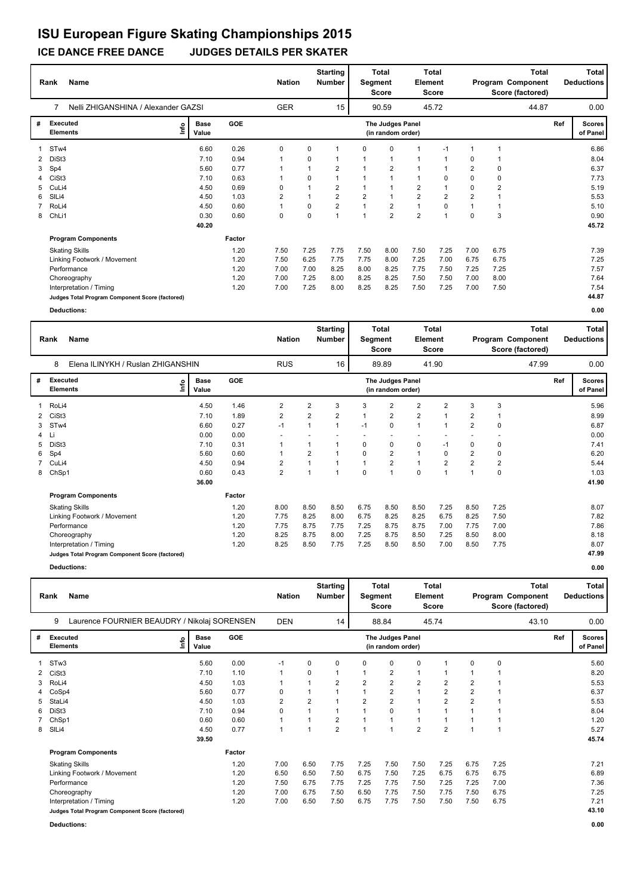# ISU European Figure Skating Championships 2015

## ICE DANCE FREE DANCE JUDGES DETAILS PER SKATER

| Rank | Name | Nation | Starting Number | Total Segment Score | Total Element Score | Total Program Component Score (factored) | Total Deductions |
|---|---|---|---|---|---|---|---|
| 7 | Nelli ZHIGANSHINA / Alexander GAZSI | GER | 15 | 90.59 | 45.72 | 44.87 | 0.00 |

| # | Executed Elements | Info | Base Value | GOE | J1 | J2 | J3 | J4 | J5 | J6 | J7 | J8 | J9 | Ref | Scores of Panel |
|---|---|---|---|---|---|---|---|---|---|---|---|---|---|---|---|
| | | | | | The Judges Panel (in random order) | | | | | | | | | | |
| 1 | STw4 | | 6.60 | 0.26 | 0 | 0 | 1 | 0 | 0 | 1 | -1 | 1 | 1 | | 6.86 |
| 2 | DiSt3 | | 7.10 | 0.94 | 1 | 0 | 1 | 1 | 1 | 1 | 1 | 0 | 1 | | 8.04 |
| 3 | Sp4 | | 5.60 | 0.77 | 1 | 1 | 2 | 1 | 2 | 1 | 1 | 2 | 0 | | 6.37 |
| 4 | CiSt3 | | 7.10 | 0.63 | 1 | 0 | 1 | 1 | 1 | 1 | 0 | 0 | 0 | | 7.73 |
| 5 | CuLi4 | | 4.50 | 0.69 | 0 | 1 | 2 | 1 | 1 | 2 | 1 | 0 | 2 | | 5.19 |
| 6 | SlLi4 | | 4.50 | 1.03 | 2 | 1 | 2 | 2 | 1 | 2 | 2 | 2 | 1 | | 5.53 |
| 7 | RoLi4 | | 4.50 | 0.60 | 1 | 0 | 2 | 1 | 2 | 1 | 0 | 1 | 1 | | 5.10 |
| 8 | ChLi1 | | 0.30 | 0.60 | 0 | 0 | 1 | 1 | 2 | 2 | 1 | 0 | 3 | | 0.90 |
| | | | 40.20 | | | | | | | | | | | | 45.72 |
| | **Program Components** | | | Factor | | | | | | | | | | | |
| | Skating Skills | | | 1.20 | 7.50 | 7.25 | 7.75 | 7.50 | 8.00 | 7.50 | 7.25 | 7.00 | 6.75 | | 7.39 |
| | Linking Footwork / Movement | | | 1.20 | 7.50 | 6.25 | 7.75 | 7.75 | 8.00 | 7.25 | 7.00 | 6.75 | 6.75 | | 7.25 |
| | Performance | | | 1.20 | 7.00 | 7.00 | 8.25 | 8.00 | 8.25 | 7.75 | 7.50 | 7.25 | 7.25 | | 7.57 |
| | Choreography | | | 1.20 | 7.00 | 7.25 | 8.00 | 8.25 | 8.25 | 7.50 | 7.50 | 7.00 | 8.00 | | 7.64 |
| | Interpretation / Timing | | | 1.20 | 7.00 | 7.25 | 8.00 | 8.25 | 8.25 | 7.50 | 7.25 | 7.00 | 7.50 | | 7.54 |
| | Judges Total Program Component Score (factored) | | | | | | | | | | | | | | 44.87 |
| | **Deductions:** | | | | | | | | | | | | | | 0.00 |

| Rank | Name | Nation | Starting Number | Total Segment Score | Total Element Score | Total Program Component Score (factored) | Total Deductions |
|---|---|---|---|---|---|---|---|
| 8 | Elena ILINYKH / Ruslan ZHIGANSHIN | RUS | 16 | 89.89 | 41.90 | 47.99 | 0.00 |

| # | Executed Elements | Info | Base Value | GOE | J1 | J2 | J3 | J4 | J5 | J6 | J7 | J8 | J9 | Ref | Scores of Panel |
|---|---|---|---|---|---|---|---|---|---|---|---|---|---|---|---|
| | | | | | The Judges Panel (in random order) | | | | | | | | | | |
| 1 | RoLi4 | | 4.50 | 1.46 | 2 | 2 | 3 | 3 | 2 | 2 | 2 | 3 | 3 | | 5.96 |
| 2 | CiSt3 | | 7.10 | 1.89 | 2 | 2 | 2 | 1 | 2 | 2 | 1 | 2 | 1 | | 8.99 |
| 3 | STw4 | | 6.60 | 0.27 | -1 | 1 | 1 | -1 | 0 | 1 | 1 | 2 | 0 | | 6.87 |
| 4 | Li | | 0.00 | 0.00 | - | - | - | - | - | - | - | - | - | | 0.00 |
| 5 | DiSt3 | | 7.10 | 0.31 | 1 | 1 | 1 | 0 | 0 | 0 | -1 | 0 | 0 | | 7.41 |
| 6 | Sp4 | | 5.60 | 0.60 | 1 | 2 | 1 | 0 | 2 | 1 | 0 | 2 | 0 | | 6.20 |
| 7 | CuLi4 | | 4.50 | 0.94 | 2 | 1 | 1 | 1 | 2 | 1 | 2 | 2 | 2 | | 5.44 |
| 8 | ChSp1 | | 0.60 | 0.43 | 2 | 1 | 1 | 0 | 1 | 0 | 1 | 1 | 0 | | 1.03 |
| | | | 36.00 | | | | | | | | | | | | 41.90 |
| | **Program Components** | | | Factor | | | | | | | | | | | |
| | Skating Skills | | | 1.20 | 8.00 | 8.50 | 8.50 | 6.75 | 8.50 | 8.50 | 7.25 | 8.50 | 7.25 | | 8.07 |
| | Linking Footwork / Movement | | | 1.20 | 7.75 | 8.25 | 8.00 | 6.75 | 8.25 | 8.25 | 6.75 | 8.25 | 7.50 | | 7.82 |
| | Performance | | | 1.20 | 7.75 | 8.75 | 7.75 | 7.25 | 8.75 | 8.75 | 7.00 | 7.75 | 7.00 | | 7.86 |
| | Choreography | | | 1.20 | 8.25 | 8.75 | 8.00 | 7.25 | 8.75 | 8.50 | 7.25 | 8.50 | 8.00 | | 8.18 |
| | Interpretation / Timing | | | 1.20 | 8.25 | 8.50 | 7.75 | 7.25 | 8.50 | 8.50 | 7.00 | 8.50 | 7.75 | | 8.07 |
| | Judges Total Program Component Score (factored) | | | | | | | | | | | | | | 47.99 |
| | **Deductions:** | | | | | | | | | | | | | | 0.00 |

| Rank | Name | Nation | Starting Number | Total Segment Score | Total Element Score | Total Program Component Score (factored) | Total Deductions |
|---|---|---|---|---|---|---|---|
| 9 | Laurence FOURNIER BEAUDRY / Nikolaj SORENSEN | DEN | 14 | 88.84 | 45.74 | 43.10 | 0.00 |

| # | Executed Elements | Info | Base Value | GOE | J1 | J2 | J3 | J4 | J5 | J6 | J7 | J8 | J9 | Ref | Scores of Panel |
|---|---|---|---|---|---|---|---|---|---|---|---|---|---|---|---|
| | | | | | The Judges Panel (in random order) | | | | | | | | | | |
| 1 | STw3 | | 5.60 | 0.00 | -1 | 0 | 0 | 0 | 0 | 0 | 1 | 0 | 0 | | 5.60 |
| 2 | CiSt3 | | 7.10 | 1.10 | 1 | 0 | 1 | 1 | 2 | 1 | 1 | 1 | 1 | | 8.20 |
| 3 | RoLi4 | | 4.50 | 1.03 | 1 | 1 | 2 | 2 | 2 | 2 | 2 | 2 | 1 | | 5.53 |
| 4 | CoSp4 | | 5.60 | 0.77 | 0 | 1 | 1 | 1 | 2 | 1 | 2 | 2 | 1 | | 6.37 |
| 5 | StaLi4 | | 4.50 | 1.03 | 2 | 2 | 1 | 2 | 2 | 1 | 2 | 2 | 1 | | 5.53 |
| 6 | DiSt3 | | 7.10 | 0.94 | 0 | 1 | 1 | 1 | 0 | 1 | 1 | 1 | 1 | | 8.04 |
| 7 | ChSp1 | | 0.60 | 0.60 | 1 | 1 | 2 | 1 | 1 | 1 | 1 | 1 | 1 | | 1.20 |
| 8 | SlLi4 | | 4.50 | 0.77 | 1 | 1 | 2 | 1 | 1 | 2 | 2 | 1 | 1 | | 5.27 |
| | | | 39.50 | | | | | | | | | | | | 45.74 |
| | **Program Components** | | | Factor | | | | | | | | | | | |
| | Skating Skills | | | 1.20 | 7.00 | 6.50 | 7.75 | 7.25 | 7.50 | 7.50 | 7.25 | 6.75 | 7.25 | | 7.21 |
| | Linking Footwork / Movement | | | 1.20 | 6.50 | 6.50 | 7.50 | 6.75 | 7.50 | 7.25 | 6.75 | 6.75 | 6.75 | | 6.89 |
| | Performance | | | 1.20 | 7.50 | 6.75 | 7.75 | 7.25 | 7.75 | 7.50 | 7.25 | 7.25 | 7.00 | | 7.36 |
| | Choreography | | | 1.20 | 7.00 | 6.75 | 7.50 | 6.50 | 7.75 | 7.50 | 7.75 | 7.50 | 6.75 | | 7.25 |
| | Interpretation / Timing | | | 1.20 | 7.00 | 6.50 | 7.50 | 6.75 | 7.75 | 7.50 | 7.50 | 7.50 | 6.75 | | 7.21 |
| | Judges Total Program Component Score (factored) | | | | | | | | | | | | | | 43.10 |
| | **Deductions:** | | | | | | | | | | | | | | 0.00 |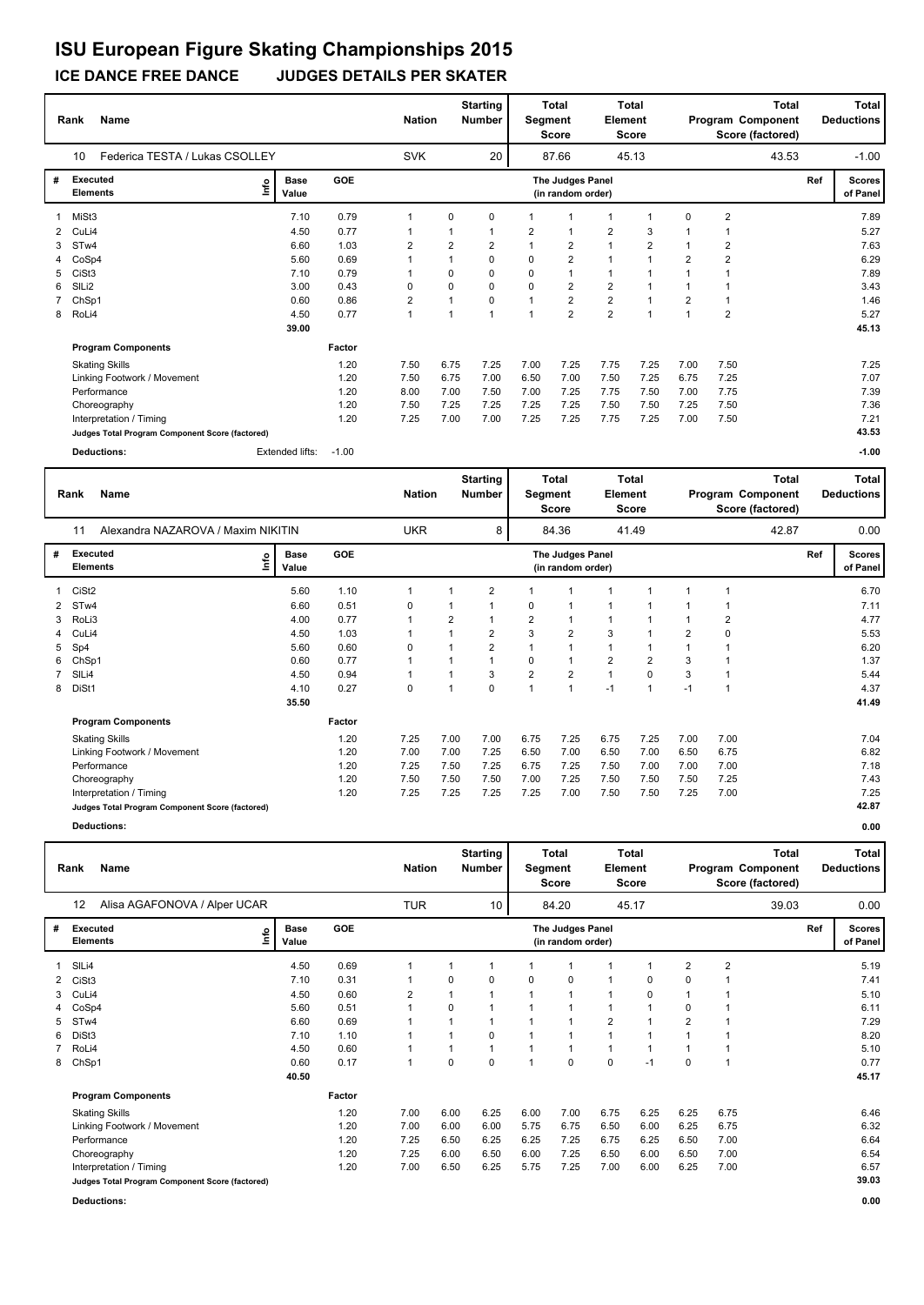# ISU European Figure Skating Championships 2015

## ICE DANCE FREE DANCE JUDGES DETAILS PER SKATER

| Rank | Name | Nation | Starting Number | Total Segment Score | Total Element Score | Total Program Component Score (factored) | Total Deductions |
|---|---|---|---|---|---|---|---|
| 10 | Federica TESTA / Lukas CSOLLEY | SVK | 20 | 87.66 | 45.13 | 43.53 | -1.00 |

| # | Executed Elements | Info | Base Value | GOE | J1 | J2 | J3 | J4 | J5 | J6 | J7 | J8 | J9 | Ref | Scores of Panel |
|---|---|---|---|---|---|---|---|---|---|---|---|---|---|---|---|
| 1 | MiSt3 | | 7.10 | 0.79 | 1 | 0 | 0 | 1 | 1 | 1 | 1 | 0 | 2 | | 7.89 |
| 2 | CuLi4 | | 4.50 | 0.77 | 1 | 1 | 1 | 2 | 1 | 2 | 3 | 1 | 1 | | 5.27 |
| 3 | STw4 | | 6.60 | 1.03 | 2 | 2 | 2 | 1 | 2 | 1 | 2 | 1 | 2 | | 7.63 |
| 4 | CoSp4 | | 5.60 | 0.69 | 1 | 1 | 0 | 0 | 2 | 1 | 1 | 2 | 2 | | 6.29 |
| 5 | CiSt3 | | 7.10 | 0.79 | 1 | 0 | 0 | 0 | 1 | 1 | 1 | 1 | 1 | | 7.89 |
| 6 | SlLi2 | | 3.00 | 0.43 | 0 | 0 | 0 | 0 | 2 | 2 | 1 | 1 | 1 | | 3.43 |
| 7 | ChSp1 | | 0.60 | 0.86 | 2 | 1 | 0 | 1 | 2 | 2 | 1 | 2 | 1 | | 1.46 |
| 8 | RoLi4 | | 4.50 | 0.77 | 1 | 1 | 1 | 1 | 2 | 2 | 1 | 1 | 2 | | 5.27 |
| | | | 39.00 | | | | | | | | | | | | 45.13 |

| Program Components | Factor | J1 | J2 | J3 | J4 | J5 | J6 | J7 | J8 | J9 | Scores of Panel |
|---|---|---|---|---|---|---|---|---|---|---|---|
| Skating Skills | 1.20 | 7.50 | 6.75 | 7.25 | 7.00 | 7.25 | 7.75 | 7.25 | 7.00 | 7.50 | 7.25 |
| Linking Footwork / Movement | 1.20 | 7.50 | 6.75 | 7.00 | 6.50 | 7.00 | 7.50 | 7.25 | 6.75 | 7.25 | 7.07 |
| Performance | 1.20 | 8.00 | 7.00 | 7.50 | 7.00 | 7.25 | 7.75 | 7.50 | 7.00 | 7.75 | 7.39 |
| Choreography | 1.20 | 7.50 | 7.25 | 7.25 | 7.25 | 7.25 | 7.50 | 7.50 | 7.25 | 7.50 | 7.36 |
| Interpretation / Timing | 1.20 | 7.25 | 7.00 | 7.00 | 7.25 | 7.25 | 7.75 | 7.25 | 7.00 | 7.50 | 7.21 |
| Judges Total Program Component Score (factored) | | | | | | | | | | | 43.53 |

**Deductions:** Extended lifts: -1.00 — **-1.00**

| Rank | Name | Nation | Starting Number | Total Segment Score | Total Element Score | Total Program Component Score (factored) | Total Deductions |
|---|---|---|---|---|---|---|---|
| 11 | Alexandra NAZAROVA / Maxim NIKITIN | UKR | 8 | 84.36 | 41.49 | 42.87 | 0.00 |

| # | Executed Elements | Info | Base Value | GOE | J1 | J2 | J3 | J4 | J5 | J6 | J7 | J8 | J9 | Ref | Scores of Panel |
|---|---|---|---|---|---|---|---|---|---|---|---|---|---|---|---|
| 1 | CiSt2 | | 5.60 | 1.10 | 1 | 1 | 2 | 1 | 1 | 1 | 1 | 1 | 1 | | 6.70 |
| 2 | STw4 | | 6.60 | 0.51 | 0 | 1 | 1 | 0 | 1 | 1 | 1 | 1 | 1 | | 7.11 |
| 3 | RoLi3 | | 4.00 | 0.77 | 1 | 2 | 1 | 2 | 1 | 1 | 1 | 1 | 2 | | 4.77 |
| 4 | CuLi4 | | 4.50 | 1.03 | 1 | 1 | 2 | 3 | 2 | 3 | 1 | 2 | 0 | | 5.53 |
| 5 | Sp4 | | 5.60 | 0.60 | 0 | 1 | 2 | 1 | 1 | 1 | 1 | 1 | 1 | | 6.20 |
| 6 | ChSp1 | | 0.60 | 0.77 | 1 | 1 | 1 | 0 | 1 | 2 | 2 | 3 | 1 | | 1.37 |
| 7 | SlLi4 | | 4.50 | 0.94 | 1 | 1 | 3 | 2 | 2 | 1 | 0 | 3 | 1 | | 5.44 |
| 8 | DiSt1 | | 4.10 | 0.27 | 0 | 1 | 0 | 1 | 1 | -1 | 1 | -1 | 1 | | 4.37 |
| | | | 35.50 | | | | | | | | | | | | 41.49 |

| Program Components | Factor | J1 | J2 | J3 | J4 | J5 | J6 | J7 | J8 | J9 | Scores of Panel |
|---|---|---|---|---|---|---|---|---|---|---|---|
| Skating Skills | 1.20 | 7.25 | 7.00 | 7.00 | 6.75 | 7.25 | 6.75 | 7.25 | 7.00 | 7.00 | 7.04 |
| Linking Footwork / Movement | 1.20 | 7.00 | 7.00 | 7.25 | 6.50 | 7.00 | 6.50 | 7.00 | 6.50 | 6.75 | 6.82 |
| Performance | 1.20 | 7.25 | 7.50 | 7.25 | 6.75 | 7.25 | 7.50 | 7.00 | 7.00 | 7.00 | 7.18 |
| Choreography | 1.20 | 7.50 | 7.50 | 7.50 | 7.00 | 7.25 | 7.50 | 7.50 | 7.50 | 7.25 | 7.43 |
| Interpretation / Timing | 1.20 | 7.25 | 7.25 | 7.25 | 7.25 | 7.00 | 7.50 | 7.50 | 7.25 | 7.00 | 7.25 |
| Judges Total Program Component Score (factored) | | | | | | | | | | | 42.87 |

**Deductions:** **0.00**

| Rank | Name | Nation | Starting Number | Total Segment Score | Total Element Score | Total Program Component Score (factored) | Total Deductions |
|---|---|---|---|---|---|---|---|
| 12 | Alisa AGAFONOVA / Alper UCAR | TUR | 10 | 84.20 | 45.17 | 39.03 | 0.00 |

| # | Executed Elements | Info | Base Value | GOE | J1 | J2 | J3 | J4 | J5 | J6 | J7 | J8 | J9 | Ref | Scores of Panel |
|---|---|---|---|---|---|---|---|---|---|---|---|---|---|---|---|
| 1 | SlLi4 | | 4.50 | 0.69 | 1 | 1 | 1 | 1 | 1 | 1 | 1 | 2 | 2 | | 5.19 |
| 2 | CiSt3 | | 7.10 | 0.31 | 1 | 0 | 0 | 0 | 0 | 1 | 0 | 0 | 1 | | 7.41 |
| 3 | CuLi4 | | 4.50 | 0.60 | 2 | 1 | 1 | 1 | 1 | 1 | 0 | 1 | 1 | | 5.10 |
| 4 | CoSp4 | | 5.60 | 0.51 | 1 | 0 | 1 | 1 | 1 | 1 | 1 | 0 | 1 | | 6.11 |
| 5 | STw4 | | 6.60 | 0.69 | 1 | 1 | 1 | 1 | 1 | 2 | 1 | 2 | 1 | | 7.29 |
| 6 | DiSt3 | | 7.10 | 1.10 | 1 | 1 | 0 | 1 | 1 | 1 | 1 | 1 | 1 | | 8.20 |
| 7 | RoLi4 | | 4.50 | 0.60 | 1 | 1 | 1 | 1 | 1 | 1 | 1 | 1 | 1 | | 5.10 |
| 8 | ChSp1 | | 0.60 | 0.17 | 1 | 0 | 0 | 1 | 0 | 0 | -1 | 0 | 1 | | 0.77 |
| | | | 40.50 | | | | | | | | | | | | 45.17 |

| Program Components | Factor | J1 | J2 | J3 | J4 | J5 | J6 | J7 | J8 | J9 | Scores of Panel |
|---|---|---|---|---|---|---|---|---|---|---|---|
| Skating Skills | 1.20 | 7.00 | 6.00 | 6.25 | 6.00 | 7.00 | 6.75 | 6.25 | 6.25 | 6.75 | 6.46 |
| Linking Footwork / Movement | 1.20 | 7.00 | 6.00 | 6.00 | 5.75 | 6.75 | 6.50 | 6.00 | 6.25 | 6.75 | 6.32 |
| Performance | 1.20 | 7.25 | 6.50 | 6.25 | 6.25 | 7.25 | 6.75 | 6.25 | 6.50 | 7.00 | 6.64 |
| Choreography | 1.20 | 7.25 | 6.00 | 6.50 | 6.00 | 7.25 | 6.50 | 6.00 | 6.50 | 7.00 | 6.54 |
| Interpretation / Timing | 1.20 | 7.00 | 6.50 | 6.25 | 5.75 | 7.25 | 7.00 | 6.00 | 6.25 | 7.00 | 6.57 |
| Judges Total Program Component Score (factored) | | | | | | | | | | | 39.03 |

**Deductions:** **0.00**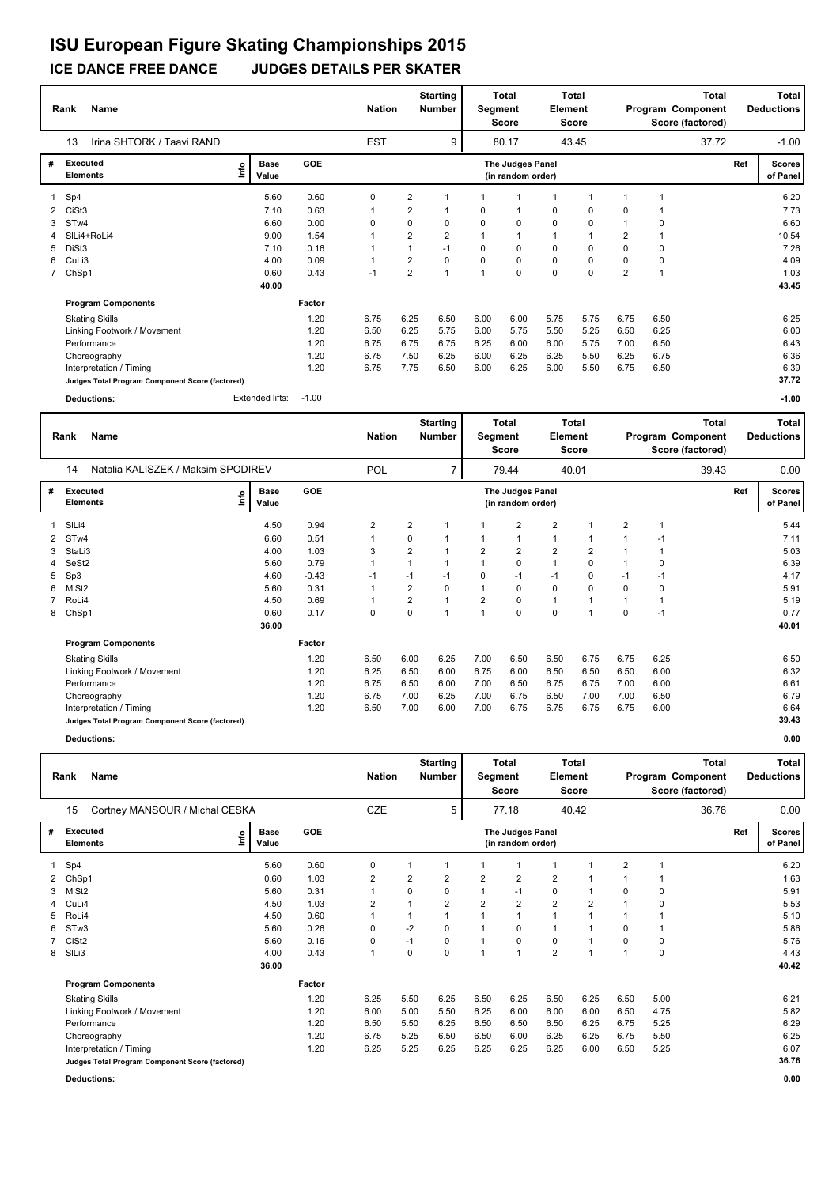# ISU European Figure Skating Championships 2015

## ICE DANCE FREE DANCE JUDGES DETAILS PER SKATER

| Rank | Name | Nation | Starting Number | Total Segment Score | Total Element Score | Total Program Component Score (factored) | Total Deductions |
|---|---|---|---|---|---|---|---|
| 13 | Irina SHTORK / Taavi RAND | EST | 9 | 80.17 | 43.45 | 37.72 | -1.00 |

| # | Executed Elements | Info | Base Value | GOE | J1 | J2 | J3 | J4 | J5 | J6 | J7 | J8 | J9 | Ref | Scores of Panel |
|---|---|---|---|---|---|---|---|---|---|---|---|---|---|---|---|
| 1 | Sp4 | | 5.60 | 0.60 | 0 | 2 | 1 | 1 | 1 | 1 | 1 | 1 | 1 | | 6.20 |
| 2 | CiSt3 | | 7.10 | 0.63 | 1 | 2 | 1 | 0 | 1 | 0 | 0 | 0 | 1 | | 7.73 |
| 3 | STw4 | | 6.60 | 0.00 | 0 | 0 | 0 | 0 | 0 | 0 | 0 | 1 | 0 | | 6.60 |
| 4 | SlLi4+RoLi4 | | 9.00 | 1.54 | 1 | 2 | 2 | 1 | 1 | 1 | 1 | 2 | 1 | | 10.54 |
| 5 | DiSt3 | | 7.10 | 0.16 | 1 | 1 | -1 | 0 | 0 | 0 | 0 | 0 | 0 | | 7.26 |
| 6 | CuLi3 | | 4.00 | 0.09 | 1 | 2 | 0 | 0 | 0 | 0 | 0 | 0 | 0 | | 4.09 |
| 7 | ChSp1 | | 0.60 | 0.43 | -1 | 2 | 1 | 1 | 0 | 0 | 0 | 2 | 1 | | 1.03 |
| | | | 40.00 | | | | | | | | | | | | 43.45 |

| Program Components | Factor | J1 | J2 | J3 | J4 | J5 | J6 | J7 | J8 | J9 | Scores of Panel |
|---|---|---|---|---|---|---|---|---|---|---|---|
| Skating Skills | 1.20 | 6.75 | 6.25 | 6.50 | 6.00 | 6.00 | 5.75 | 5.75 | 6.75 | 6.50 | 6.25 |
| Linking Footwork / Movement | 1.20 | 6.50 | 6.25 | 5.75 | 6.00 | 5.75 | 5.50 | 5.25 | 6.50 | 6.25 | 6.00 |
| Performance | 1.20 | 6.75 | 6.75 | 6.75 | 6.25 | 6.00 | 6.00 | 5.75 | 7.00 | 6.50 | 6.43 |
| Choreography | 1.20 | 6.75 | 7.50 | 6.25 | 6.00 | 6.25 | 6.25 | 5.50 | 6.25 | 6.75 | 6.36 |
| Interpretation / Timing | 1.20 | 6.75 | 7.75 | 6.50 | 6.00 | 6.25 | 6.00 | 5.50 | 6.75 | 6.50 | 6.39 |
| Judges Total Program Component Score (factored) | | | | | | | | | | | 37.72 |

**Deductions:** Extended lifts: -1.00 — **-1.00**

| Rank | Name | Nation | Starting Number | Total Segment Score | Total Element Score | Total Program Component Score (factored) | Total Deductions |
|---|---|---|---|---|---|---|---|
| 14 | Natalia KALISZEK / Maksim SPODIREV | POL | 7 | 79.44 | 40.01 | 39.43 | 0.00 |

| # | Executed Elements | Info | Base Value | GOE | J1 | J2 | J3 | J4 | J5 | J6 | J7 | J8 | J9 | Ref | Scores of Panel |
|---|---|---|---|---|---|---|---|---|---|---|---|---|---|---|---|
| 1 | SlLi4 | | 4.50 | 0.94 | 2 | 2 | 1 | 1 | 2 | 2 | 1 | 2 | 1 | | 5.44 |
| 2 | STw4 | | 6.60 | 0.51 | 1 | 0 | 1 | 1 | 1 | 1 | 1 | 1 | -1 | | 7.11 |
| 3 | StaLi3 | | 4.00 | 1.03 | 3 | 2 | 1 | 2 | 2 | 2 | 2 | 1 | 1 | | 5.03 |
| 4 | SeSt2 | | 5.60 | 0.79 | 1 | 1 | 1 | 1 | 0 | 1 | 0 | 1 | 0 | | 6.39 |
| 5 | Sp3 | | 4.60 | -0.43 | -1 | -1 | -1 | 0 | -1 | -1 | 0 | -1 | -1 | | 4.17 |
| 6 | MiSt2 | | 5.60 | 0.31 | 1 | 2 | 0 | 1 | 0 | 0 | 0 | 0 | 0 | | 5.91 |
| 7 | RoLi4 | | 4.50 | 0.69 | 1 | 2 | 1 | 2 | 0 | 1 | 1 | 1 | 1 | | 5.19 |
| 8 | ChSp1 | | 0.60 | 0.17 | 0 | 0 | 1 | 1 | 0 | 0 | 1 | 0 | -1 | | 0.77 |
| | | | 36.00 | | | | | | | | | | | | 40.01 |

| Program Components | Factor | J1 | J2 | J3 | J4 | J5 | J6 | J7 | J8 | J9 | Scores of Panel |
|---|---|---|---|---|---|---|---|---|---|---|---|
| Skating Skills | 1.20 | 6.50 | 6.00 | 6.25 | 7.00 | 6.50 | 6.50 | 6.75 | 6.75 | 6.25 | 6.50 |
| Linking Footwork / Movement | 1.20 | 6.25 | 6.50 | 6.00 | 6.75 | 6.00 | 6.50 | 6.50 | 6.50 | 6.00 | 6.32 |
| Performance | 1.20 | 6.75 | 6.50 | 6.00 | 7.00 | 6.50 | 6.75 | 6.75 | 7.00 | 6.00 | 6.61 |
| Choreography | 1.20 | 6.75 | 7.00 | 6.25 | 7.00 | 6.75 | 6.50 | 7.00 | 7.00 | 6.50 | 6.79 |
| Interpretation / Timing | 1.20 | 6.50 | 7.00 | 6.00 | 7.00 | 6.75 | 6.75 | 6.75 | 6.75 | 6.00 | 6.64 |
| Judges Total Program Component Score (factored) | | | | | | | | | | | 39.43 |

**Deductions:** **0.00**

| Rank | Name | Nation | Starting Number | Total Segment Score | Total Element Score | Total Program Component Score (factored) | Total Deductions |
|---|---|---|---|---|---|---|---|
| 15 | Cortney MANSOUR / Michal CESKA | CZE | 5 | 77.18 | 40.42 | 36.76 | 0.00 |

| # | Executed Elements | Info | Base Value | GOE | J1 | J2 | J3 | J4 | J5 | J6 | J7 | J8 | J9 | Ref | Scores of Panel |
|---|---|---|---|---|---|---|---|---|---|---|---|---|---|---|---|
| 1 | Sp4 | | 5.60 | 0.60 | 0 | 1 | 1 | 1 | 1 | 1 | 1 | 2 | 1 | | 6.20 |
| 2 | ChSp1 | | 0.60 | 1.03 | 2 | 2 | 2 | 2 | 2 | 2 | 1 | 1 | 1 | | 1.63 |
| 3 | MiSt2 | | 5.60 | 0.31 | 1 | 0 | 0 | 1 | -1 | 0 | 1 | 0 | 0 | | 5.91 |
| 4 | CuLi4 | | 4.50 | 1.03 | 2 | 1 | 2 | 2 | 2 | 2 | 2 | 1 | 0 | | 5.53 |
| 5 | RoLi4 | | 4.50 | 0.60 | 1 | 1 | 1 | 1 | 1 | 1 | 1 | 1 | 1 | | 5.10 |
| 6 | STw3 | | 5.60 | 0.26 | 0 | -2 | 0 | 1 | 0 | 1 | 1 | 0 | 1 | | 5.86 |
| 7 | CiSt2 | | 5.60 | 0.16 | 0 | -1 | 0 | 1 | 0 | 0 | 1 | 0 | 0 | | 5.76 |
| 8 | SlLi3 | | 4.00 | 0.43 | 1 | 0 | 0 | 1 | 1 | 2 | 1 | 1 | 0 | | 4.43 |
| | | | 36.00 | | | | | | | | | | | | 40.42 |

| Program Components | Factor | J1 | J2 | J3 | J4 | J5 | J6 | J7 | J8 | J9 | Scores of Panel |
|---|---|---|---|---|---|---|---|---|---|---|---|
| Skating Skills | 1.20 | 6.25 | 5.50 | 6.25 | 6.50 | 6.25 | 6.50 | 6.25 | 6.50 | 5.00 | 6.21 |
| Linking Footwork / Movement | 1.20 | 6.00 | 5.00 | 5.50 | 6.25 | 6.00 | 6.00 | 6.00 | 6.50 | 4.75 | 5.82 |
| Performance | 1.20 | 6.50 | 5.50 | 6.25 | 6.50 | 6.50 | 6.50 | 6.25 | 6.75 | 5.25 | 6.29 |
| Choreography | 1.20 | 6.75 | 5.25 | 6.50 | 6.50 | 6.00 | 6.25 | 6.25 | 6.75 | 5.50 | 6.25 |
| Interpretation / Timing | 1.20 | 6.25 | 5.25 | 6.25 | 6.25 | 6.25 | 6.25 | 6.00 | 6.50 | 5.25 | 6.07 |
| Judges Total Program Component Score (factored) | | | | | | | | | | | 36.76 |

**Deductions:** **0.00**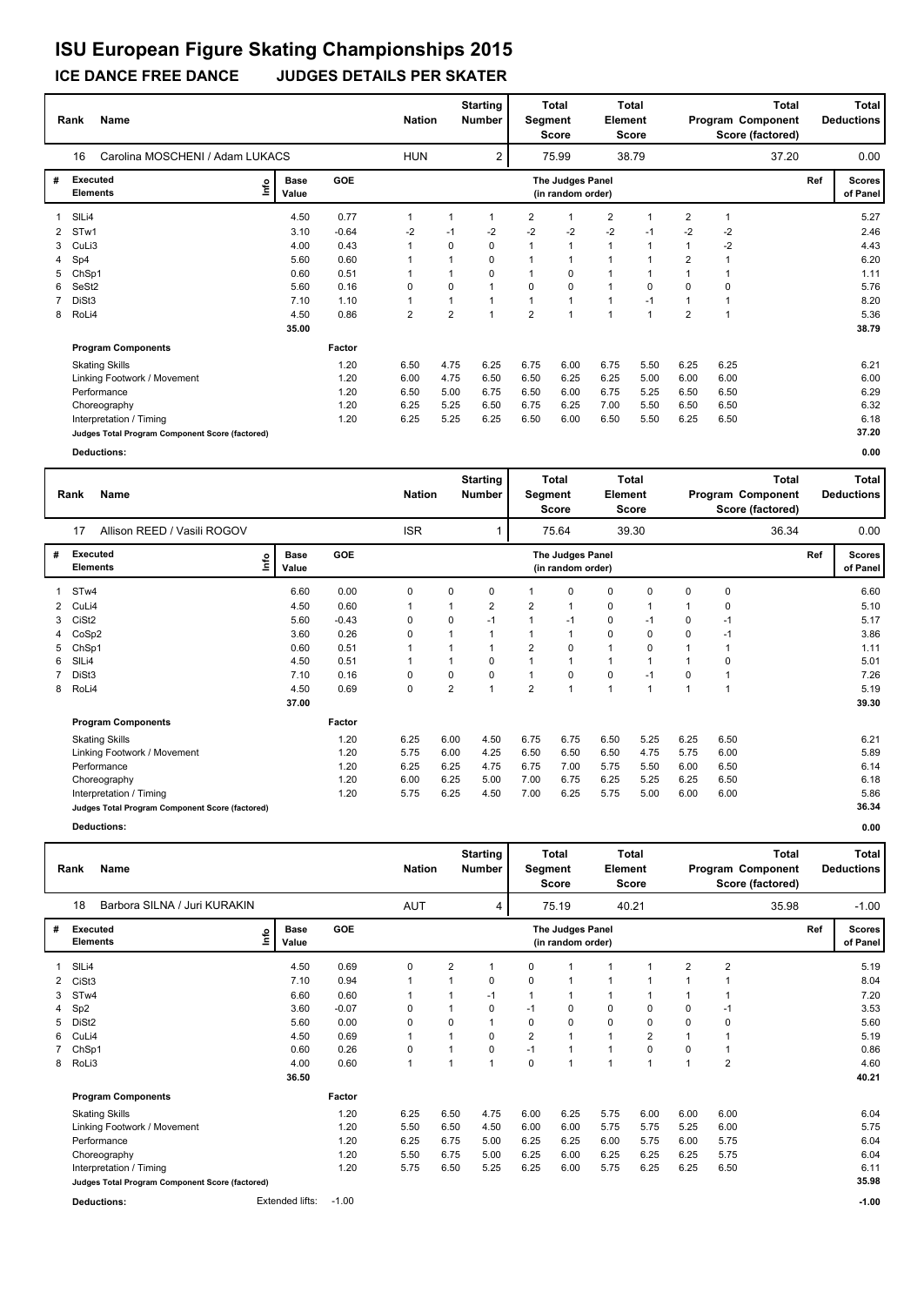# ISU European Figure Skating Championships 2015

## ICE DANCE FREE DANCE JUDGES DETAILS PER SKATER

| Rank | Name | Nation | Starting Number | Total Segment Score | Total Element Score | Total Program Component Score (factored) | Total Deductions |
|---|---|---|---|---|---|---|---|
| 16 | Carolina MOSCHENI / Adam LUKACS | HUN | 2 | 75.99 | 38.79 | 37.20 | 0.00 |

| # | Executed Elements | Info | Base Value | GOE | J1 | J2 | J3 | J4 | J5 | J6 | J7 | J8 | J9 | Ref | Scores of Panel |
|---|---|---|---|---|---|---|---|---|---|---|---|---|---|---|---|
| 1 | SlLi4 | | 4.50 | 0.77 | 1 | 1 | 1 | 2 | 1 | 2 | 1 | 2 | 1 | | 5.27 |
| 2 | STw1 | | 3.10 | -0.64 | -2 | -1 | -2 | -2 | -2 | -2 | -1 | -2 | -2 | | 2.46 |
| 3 | CuLi3 | | 4.00 | 0.43 | 1 | 0 | 0 | 1 | 1 | 1 | 1 | 1 | -2 | | 4.43 |
| 4 | Sp4 | | 5.60 | 0.60 | 1 | 1 | 0 | 1 | 1 | 1 | 1 | 2 | 1 | | 6.20 |
| 5 | ChSp1 | | 0.60 | 0.51 | 1 | 1 | 0 | 1 | 0 | 1 | 1 | 1 | 1 | | 1.11 |
| 6 | SeSt2 | | 5.60 | 0.16 | 0 | 0 | 1 | 0 | 0 | 1 | 0 | 0 | 0 | | 5.76 |
| 7 | DiSt3 | | 7.10 | 1.10 | 1 | 1 | 1 | 1 | 1 | 1 | -1 | 1 | 1 | | 8.20 |
| 8 | RoLi4 | | 4.50 | 0.86 | 2 | 2 | 1 | 2 | 1 | 1 | 1 | 2 | 1 | | 5.36 |
| | | | 35.00 | | | | | | | | | | | | 38.79 |

| Program Components | Factor | J1 | J2 | J3 | J4 | J5 | J6 | J7 | J8 | J9 | Scores of Panel |
|---|---|---|---|---|---|---|---|---|---|---|---|
| Skating Skills | 1.20 | 6.50 | 4.75 | 6.25 | 6.75 | 6.00 | 6.75 | 5.50 | 6.25 | 6.25 | 6.21 |
| Linking Footwork / Movement | 1.20 | 6.00 | 4.75 | 6.50 | 6.50 | 6.25 | 6.25 | 5.00 | 6.00 | 6.00 | 6.00 |
| Performance | 1.20 | 6.50 | 5.00 | 6.75 | 6.50 | 6.00 | 6.75 | 5.25 | 6.50 | 6.50 | 6.29 |
| Choreography | 1.20 | 6.25 | 5.25 | 6.50 | 6.75 | 6.25 | 7.00 | 5.50 | 6.50 | 6.50 | 6.32 |
| Interpretation / Timing | 1.20 | 6.25 | 5.25 | 6.25 | 6.50 | 6.00 | 6.50 | 5.50 | 6.25 | 6.50 | 6.18 |
| Judges Total Program Component Score (factored) | | | | | | | | | | | 37.20 |

**Deductions:** 0.00

| Rank | Name | Nation | Starting Number | Total Segment Score | Total Element Score | Total Program Component Score (factored) | Total Deductions |
|---|---|---|---|---|---|---|---|
| 17 | Allison REED / Vasili ROGOV | ISR | 1 | 75.64 | 39.30 | 36.34 | 0.00 |

| # | Executed Elements | Info | Base Value | GOE | J1 | J2 | J3 | J4 | J5 | J6 | J7 | J8 | J9 | Ref | Scores of Panel |
|---|---|---|---|---|---|---|---|---|---|---|---|---|---|---|---|
| 1 | STw4 | | 6.60 | 0.00 | 0 | 0 | 0 | 1 | 0 | 0 | 0 | 0 | 0 | | 6.60 |
| 2 | CuLi4 | | 4.50 | 0.60 | 1 | 1 | 2 | 2 | 1 | 0 | 1 | 1 | 0 | | 5.10 |
| 3 | CiSt2 | | 5.60 | -0.43 | 0 | 0 | -1 | 1 | -1 | 0 | -1 | 0 | -1 | | 5.17 |
| 4 | CoSp2 | | 3.60 | 0.26 | 0 | 1 | 1 | 1 | 1 | 0 | 0 | 0 | -1 | | 3.86 |
| 5 | ChSp1 | | 0.60 | 0.51 | 1 | 1 | 1 | 2 | 0 | 1 | 0 | 1 | 1 | | 1.11 |
| 6 | SlLi4 | | 4.50 | 0.51 | 1 | 1 | 0 | 1 | 1 | 1 | 1 | 1 | 0 | | 5.01 |
| 7 | DiSt3 | | 7.10 | 0.16 | 0 | 0 | 0 | 1 | 0 | 0 | -1 | 0 | 1 | | 7.26 |
| 8 | RoLi4 | | 4.50 | 0.69 | 0 | 2 | 1 | 2 | 1 | 1 | 1 | 1 | 1 | | 5.19 |
| | | | 37.00 | | | | | | | | | | | | 39.30 |

| Program Components | Factor | J1 | J2 | J3 | J4 | J5 | J6 | J7 | J8 | J9 | Scores of Panel |
|---|---|---|---|---|---|---|---|---|---|---|---|
| Skating Skills | 1.20 | 6.25 | 6.00 | 4.50 | 6.75 | 6.75 | 6.50 | 5.25 | 6.25 | 6.50 | 6.21 |
| Linking Footwork / Movement | 1.20 | 5.75 | 6.00 | 4.25 | 6.50 | 6.50 | 6.50 | 4.75 | 5.75 | 6.00 | 5.89 |
| Performance | 1.20 | 6.25 | 6.25 | 4.75 | 6.75 | 7.00 | 5.75 | 5.50 | 6.00 | 6.50 | 6.14 |
| Choreography | 1.20 | 6.00 | 6.25 | 5.00 | 7.00 | 6.75 | 6.25 | 5.25 | 6.25 | 6.50 | 6.18 |
| Interpretation / Timing | 1.20 | 5.75 | 6.25 | 4.50 | 7.00 | 6.25 | 5.75 | 5.00 | 6.00 | 6.00 | 5.86 |
| Judges Total Program Component Score (factored) | | | | | | | | | | | 36.34 |

**Deductions:** 0.00

| Rank | Name | Nation | Starting Number | Total Segment Score | Total Element Score | Total Program Component Score (factored) | Total Deductions |
|---|---|---|---|---|---|---|---|
| 18 | Barbora SILNA / Juri KURAKIN | AUT | 4 | 75.19 | 40.21 | 35.98 | -1.00 |

| # | Executed Elements | Info | Base Value | GOE | J1 | J2 | J3 | J4 | J5 | J6 | J7 | J8 | J9 | Ref | Scores of Panel |
|---|---|---|---|---|---|---|---|---|---|---|---|---|---|---|---|
| 1 | SlLi4 | | 4.50 | 0.69 | 0 | 2 | 1 | 0 | 1 | 1 | 1 | 2 | 2 | | 5.19 |
| 2 | CiSt3 | | 7.10 | 0.94 | 1 | 1 | 0 | 0 | 1 | 1 | 1 | 1 | 1 | | 8.04 |
| 3 | STw4 | | 6.60 | 0.60 | 1 | 1 | -1 | 1 | 1 | 1 | 1 | 1 | 1 | | 7.20 |
| 4 | Sp2 | | 3.60 | -0.07 | 0 | 1 | 0 | -1 | 0 | 0 | 0 | 0 | -1 | | 3.53 |
| 5 | DiSt2 | | 5.60 | 0.00 | 0 | 0 | 1 | 0 | 0 | 0 | 0 | 0 | 0 | | 5.60 |
| 6 | CuLi4 | | 4.50 | 0.69 | 1 | 1 | 0 | 2 | 1 | 1 | 2 | 1 | 1 | | 5.19 |
| 7 | ChSp1 | | 0.60 | 0.26 | 0 | 1 | 0 | -1 | 1 | 1 | 0 | 0 | 1 | | 0.86 |
| 8 | RoLi3 | | 4.00 | 0.60 | 1 | 1 | 1 | 0 | 1 | 1 | 1 | 1 | 2 | | 4.60 |
| | | | 36.50 | | | | | | | | | | | | 40.21 |

| Program Components | Factor | J1 | J2 | J3 | J4 | J5 | J6 | J7 | J8 | J9 | Scores of Panel |
|---|---|---|---|---|---|---|---|---|---|---|---|
| Skating Skills | 1.20 | 6.25 | 6.50 | 4.75 | 6.00 | 6.25 | 5.75 | 6.00 | 6.00 | 6.00 | 6.04 |
| Linking Footwork / Movement | 1.20 | 5.50 | 6.50 | 4.50 | 6.00 | 6.00 | 5.75 | 5.75 | 5.25 | 6.00 | 5.75 |
| Performance | 1.20 | 6.25 | 6.75 | 5.00 | 6.25 | 6.25 | 6.00 | 5.75 | 6.00 | 5.75 | 6.04 |
| Choreography | 1.20 | 5.50 | 6.75 | 5.00 | 6.25 | 6.00 | 6.25 | 6.25 | 6.25 | 5.75 | 6.04 |
| Interpretation / Timing | 1.20 | 5.75 | 6.50 | 5.25 | 6.25 | 6.00 | 5.75 | 6.25 | 6.25 | 6.50 | 6.11 |
| Judges Total Program Component Score (factored) | | | | | | | | | | | 35.98 |

**Deductions:** Extended lifts: -1.00 — -1.00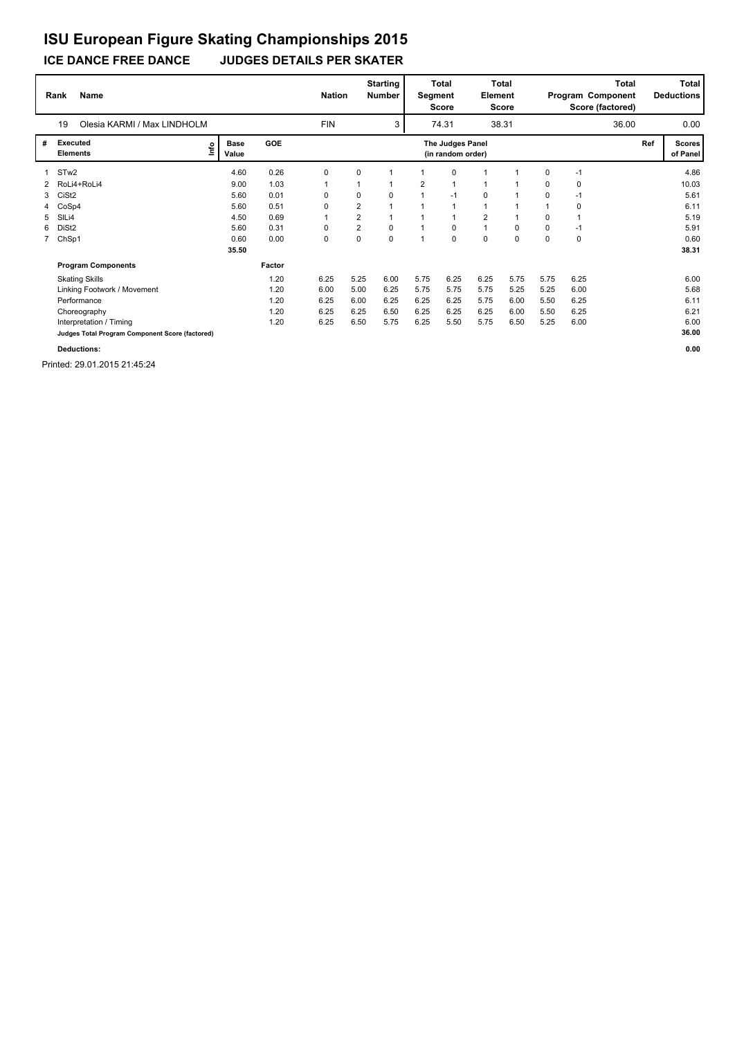# ISU European Figure Skating Championships 2015

## ICE DANCE FREE DANCE    JUDGES DETAILS PER SKATER

| Rank | Name | Nation | Starting Number | Total Segment Score | Total Element Score | Total Program Component Score (factored) | Total Deductions |
|---|---|---|---|---|---|---|---|
| 19 | Olesia KARMI / Max LINDHOLM | FIN | 3 | 74.31 | 38.31 | 36.00 | 0.00 |

| # | Executed Elements | Info | Base Value | GOE | J1 | J2 | J3 | J4 | J5 | J6 | J7 | J8 | J9 | Ref | Scores of Panel |
|---|---|---|---|---|---|---|---|---|---|---|---|---|---|---|---|
| | | | | | The Judges Panel (in random order) | | | | | | | | | | |
| 1 | STw2 | | 4.60 | 0.26 | 0 | 0 | 1 | 1 | 0 | 1 | 1 | 0 | -1 | | 4.86 |
| 2 | RoLi4+RoLi4 | | 9.00 | 1.03 | 1 | 1 | 1 | 2 | 1 | 1 | 1 | 0 | 0 | | 10.03 |
| 3 | CiSt2 | | 5.60 | 0.01 | 0 | 0 | 0 | 1 | -1 | 0 | 1 | 0 | -1 | | 5.61 |
| 4 | CoSp4 | | 5.60 | 0.51 | 0 | 2 | 1 | 1 | 1 | 1 | 1 | 1 | 0 | | 6.11 |
| 5 | SlLi4 | | 4.50 | 0.69 | 1 | 2 | 1 | 1 | 1 | 2 | 1 | 0 | 1 | | 5.19 |
| 6 | DiSt2 | | 5.60 | 0.31 | 0 | 2 | 0 | 1 | 0 | 1 | 0 | 0 | -1 | | 5.91 |
| 7 | ChSp1 | | 0.60 | 0.00 | 0 | 0 | 0 | 1 | 0 | 0 | 0 | 0 | 0 | | 0.60 |
| | | | 35.50 | | | | | | | | | | | | 38.31 |

| Program Components | Factor | J1 | J2 | J3 | J4 | J5 | J6 | J7 | J8 | J9 | Scores of Panel |
|---|---|---|---|---|---|---|---|---|---|---|---|
| Skating Skills | 1.20 | 6.25 | 5.25 | 6.00 | 5.75 | 6.25 | 6.25 | 5.75 | 5.75 | 6.25 | 6.00 |
| Linking Footwork / Movement | 1.20 | 6.00 | 5.00 | 6.25 | 5.75 | 5.75 | 5.75 | 5.25 | 5.25 | 6.00 | 5.68 |
| Performance | 1.20 | 6.25 | 6.00 | 6.25 | 6.25 | 6.25 | 5.75 | 6.00 | 5.50 | 6.25 | 6.11 |
| Choreography | 1.20 | 6.25 | 6.25 | 6.50 | 6.25 | 6.25 | 6.25 | 6.00 | 5.50 | 6.25 | 6.21 |
| Interpretation / Timing | 1.20 | 6.25 | 6.50 | 5.75 | 6.25 | 5.50 | 5.75 | 6.50 | 5.25 | 6.00 | 6.00 |
| Judges Total Program Component Score (factored) | | | | | | | | | | | 36.00 |

**Deductions:** 0.00

Printed: 29.01.2015 21:45:24